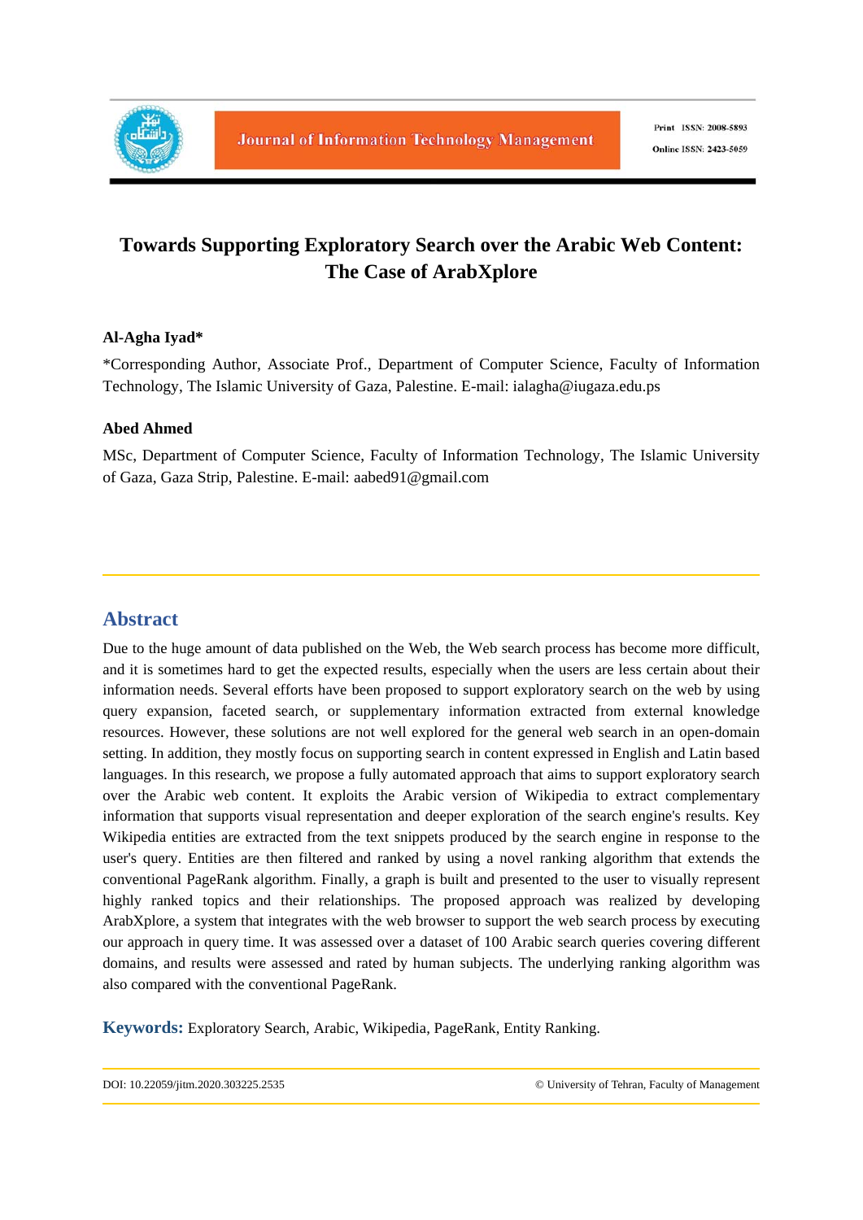# Towards Supporting Exploratory Search over the Arabic Web Content: The Case of ArabXplore

**Al-Agha Iyad***

*Corresponding Author, Associate Prof., Department of Computer Science, Faculty of Information Technology, The Islamic University of Gaza, Palestine. E-mail: ialagha@iugaza.edu.ps

**Abed Ahmed**

MSc, Department of Computer Science, Faculty of Information Technology, The Islamic University of Gaza, Gaza Strip, Palestine. E-mail: aabed91@gmail.com

## Abstract

Due to the huge amount of data published on the Web, the Web search process has become more difficult, and it is sometimes hard to get the expected results, especially when the users are less certain about their information needs. Several efforts have been proposed to support exploratory search on the web by using query expansion, faceted search, or supplementary information extracted from external knowledge resources. However, these solutions are not well explored for the general web search in an open-domain setting. In addition, they mostly focus on supporting search in content expressed in English and Latin based languages. In this research, we propose a fully automated approach that aims to support exploratory search over the Arabic web content. It exploits the Arabic version of Wikipedia to extract complementary information that supports visual representation and deeper exploration of the search engine's results. Key Wikipedia entities are extracted from the text snippets produced by the search engine in response to the user's query. Entities are then filtered and ranked by using a novel ranking algorithm that extends the conventional PageRank algorithm. Finally, a graph is built and presented to the user to visually represent highly ranked topics and their relationships. The proposed approach was realized by developing ArabXplore, a system that integrates with the web browser to support the web search process by executing our approach in query time. It was assessed over a dataset of 100 Arabic search queries covering different domains, and results were assessed and rated by human subjects. The underlying ranking algorithm was also compared with the conventional PageRank.

**Keywords:** Exploratory Search, Arabic, Wikipedia, PageRank, Entity Ranking.

DOI: 10.22059/jitm.2020.303225.2535 © University of Tehran, Faculty of Management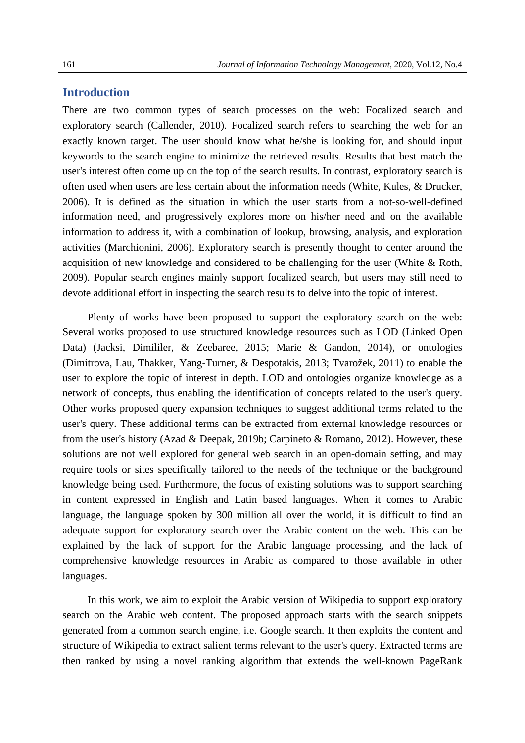## Introduction

There are two common types of search processes on the web: Focalized search and exploratory search (Callender, 2010). Focalized search refers to searching the web for an exactly known target. The user should know what he/she is looking for, and should input keywords to the search engine to minimize the retrieved results. Results that best match the user's interest often come up on the top of the search results. In contrast, exploratory search is often used when users are less certain about the information needs (White, Kules, & Drucker, 2006). It is defined as the situation in which the user starts from a not-so-well-defined information need, and progressively explores more on his/her need and on the available information to address it, with a combination of lookup, browsing, analysis, and exploration activities (Marchionini, 2006). Exploratory search is presently thought to center around the acquisition of new knowledge and considered to be challenging for the user (White & Roth, 2009). Popular search engines mainly support focalized search, but users may still need to devote additional effort in inspecting the search results to delve into the topic of interest.

Plenty of works have been proposed to support the exploratory search on the web: Several works proposed to use structured knowledge resources such as LOD (Linked Open Data) (Jacksi, Dimililer, & Zeebaree, 2015; Marie & Gandon, 2014), or ontologies (Dimitrova, Lau, Thakker, Yang-Turner, & Despotakis, 2013; Tvarožek, 2011) to enable the user to explore the topic of interest in depth. LOD and ontologies organize knowledge as a network of concepts, thus enabling the identification of concepts related to the user's query. Other works proposed query expansion techniques to suggest additional terms related to the user's query. These additional terms can be extracted from external knowledge resources or from the user's history (Azad & Deepak, 2019b; Carpineto & Romano, 2012). However, these solutions are not well explored for general web search in an open-domain setting, and may require tools or sites specifically tailored to the needs of the technique or the background knowledge being used. Furthermore, the focus of existing solutions was to support searching in content expressed in English and Latin based languages. When it comes to Arabic language, the language spoken by 300 million all over the world, it is difficult to find an adequate support for exploratory search over the Arabic content on the web. This can be explained by the lack of support for the Arabic language processing, and the lack of comprehensive knowledge resources in Arabic as compared to those available in other languages.

In this work, we aim to exploit the Arabic version of Wikipedia to support exploratory search on the Arabic web content. The proposed approach starts with the search snippets generated from a common search engine, i.e. Google search. It then exploits the content and structure of Wikipedia to extract salient terms relevant to the user's query. Extracted terms are then ranked by using a novel ranking algorithm that extends the well-known PageRank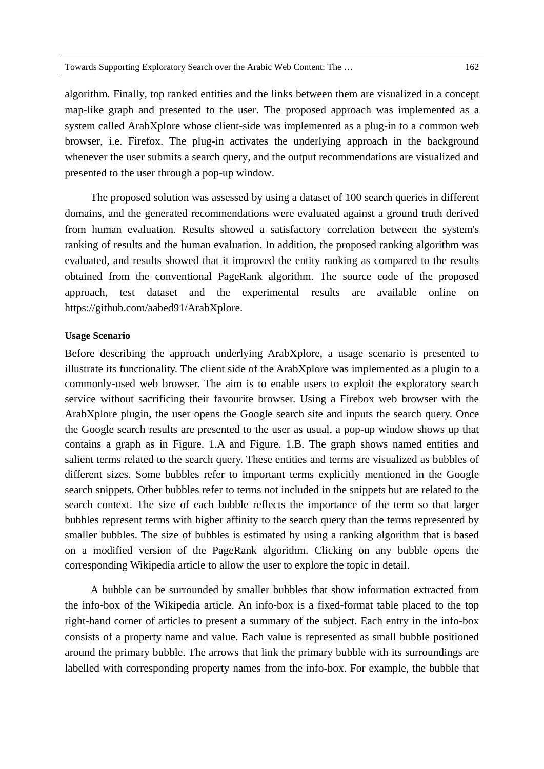algorithm. Finally, top ranked entities and the links between them are visualized in a concept map-like graph and presented to the user. The proposed approach was implemented as a system called ArabXplore whose client-side was implemented as a plug-in to a common web browser, i.e. Firefox. The plug-in activates the underlying approach in the background whenever the user submits a search query, and the output recommendations are visualized and presented to the user through a pop-up window.

The proposed solution was assessed by using a dataset of 100 search queries in different domains, and the generated recommendations were evaluated against a ground truth derived from human evaluation. Results showed a satisfactory correlation between the system's ranking of results and the human evaluation. In addition, the proposed ranking algorithm was evaluated, and results showed that it improved the entity ranking as compared to the results obtained from the conventional PageRank algorithm. The source code of the proposed approach, test dataset and the experimental results are available online on https://github.com/aabed91/ArabXplore.

#### Usage Scenario

Before describing the approach underlying ArabXplore, a usage scenario is presented to illustrate its functionality. The client side of the ArabXplore was implemented as a plugin to a commonly-used web browser. The aim is to enable users to exploit the exploratory search service without sacrificing their favourite browser. Using a Firebox web browser with the ArabXplore plugin, the user opens the Google search site and inputs the search query. Once the Google search results are presented to the user as usual, a pop-up window shows up that contains a graph as in Figure. 1.A and Figure. 1.B. The graph shows named entities and salient terms related to the search query. These entities and terms are visualized as bubbles of different sizes. Some bubbles refer to important terms explicitly mentioned in the Google search snippets. Other bubbles refer to terms not included in the snippets but are related to the search context. The size of each bubble reflects the importance of the term so that larger bubbles represent terms with higher affinity to the search query than the terms represented by smaller bubbles. The size of bubbles is estimated by using a ranking algorithm that is based on a modified version of the PageRank algorithm. Clicking on any bubble opens the corresponding Wikipedia article to allow the user to explore the topic in detail.

A bubble can be surrounded by smaller bubbles that show information extracted from the info-box of the Wikipedia article. An info-box is a fixed-format table placed to the top right-hand corner of articles to present a summary of the subject. Each entry in the info-box consists of a property name and value. Each value is represented as small bubble positioned around the primary bubble. The arrows that link the primary bubble with its surroundings are labelled with corresponding property names from the info-box. For example, the bubble that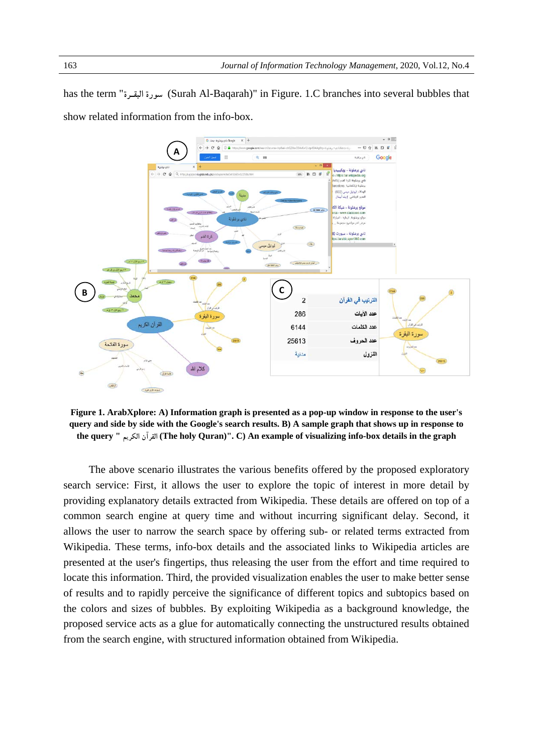has the term "سورة البقـرة (Surah Al-Baqarah)" in Figure. 1.C branches into several bubbles that show related information from the info-box.

**Figure 1. ArabXplore: A) Information graph is presented as a pop-up window in response to the user's query and side by side with the Google's search results. B) A sample graph that shows up in response to the query " القرآن الكريم (The holy Quran)". C) An example of visualizing info-box details in the graph**

The above scenario illustrates the various benefits offered by the proposed exploratory search service: First, it allows the user to explore the topic of interest in more detail by providing explanatory details extracted from Wikipedia. These details are offered on top of a common search engine at query time and without incurring significant delay. Second, it allows the user to narrow the search space by offering sub- or related terms extracted from Wikipedia. These terms, info-box details and the associated links to Wikipedia articles are presented at the user's fingertips, thus releasing the user from the effort and time required to locate this information. Third, the provided visualization enables the user to make better sense of results and to rapidly perceive the significance of different topics and subtopics based on the colors and sizes of bubbles. By exploiting Wikipedia as a background knowledge, the proposed service acts as a glue for automatically connecting the unstructured results obtained from the search engine, with structured information obtained from Wikipedia.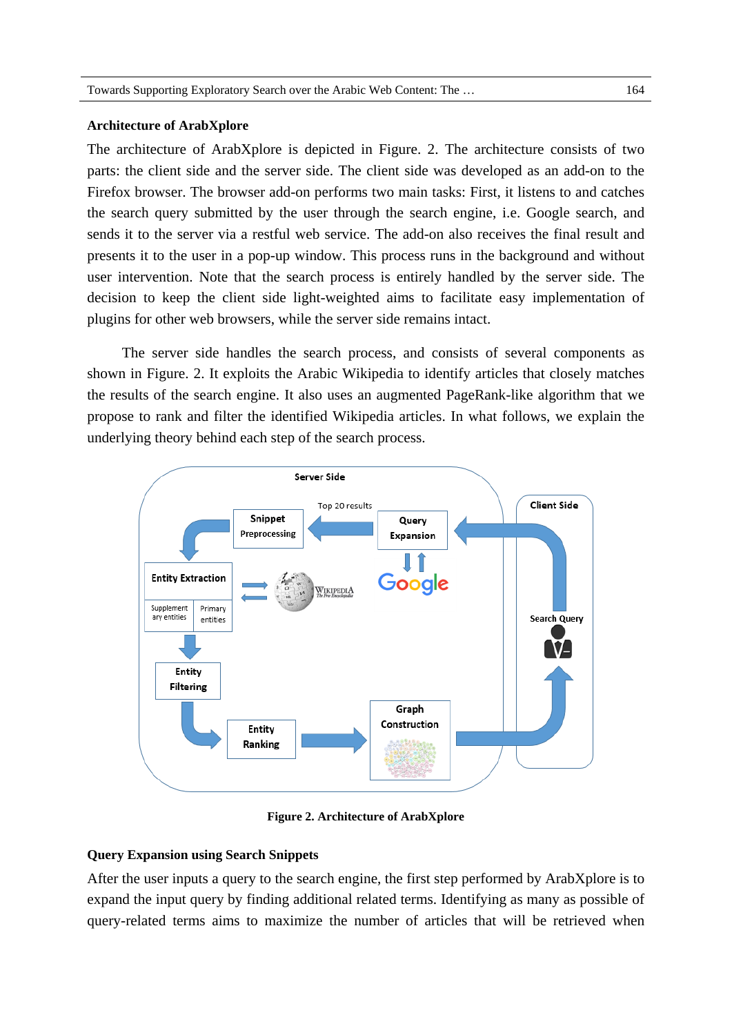### Architecture of ArabXplore

The architecture of ArabXplore is depicted in Figure. 2. The architecture consists of two parts: the client side and the server side. The client side was developed as an add-on to the Firefox browser. The browser add-on performs two main tasks: First, it listens to and catches the search query submitted by the user through the search engine, i.e. Google search, and sends it to the server via a restful web service. The add-on also receives the final result and presents it to the user in a pop-up window. This process runs in the background and without user intervention. Note that the search process is entirely handled by the server side. The decision to keep the client side light-weighted aims to facilitate easy implementation of plugins for other web browsers, while the server side remains intact.

The server side handles the search process, and consists of several components as shown in Figure. 2. It exploits the Arabic Wikipedia to identify articles that closely matches the results of the search engine. It also uses an augmented PageRank-like algorithm that we propose to rank and filter the identified Wikipedia articles. In what follows, we explain the underlying theory behind each step of the search process.

**Figure 2. Architecture of ArabXplore**

### Query Expansion using Search Snippets

After the user inputs a query to the search engine, the first step performed by ArabXplore is to expand the input query by finding additional related terms. Identifying as many as possible of query-related terms aims to maximize the number of articles that will be retrieved when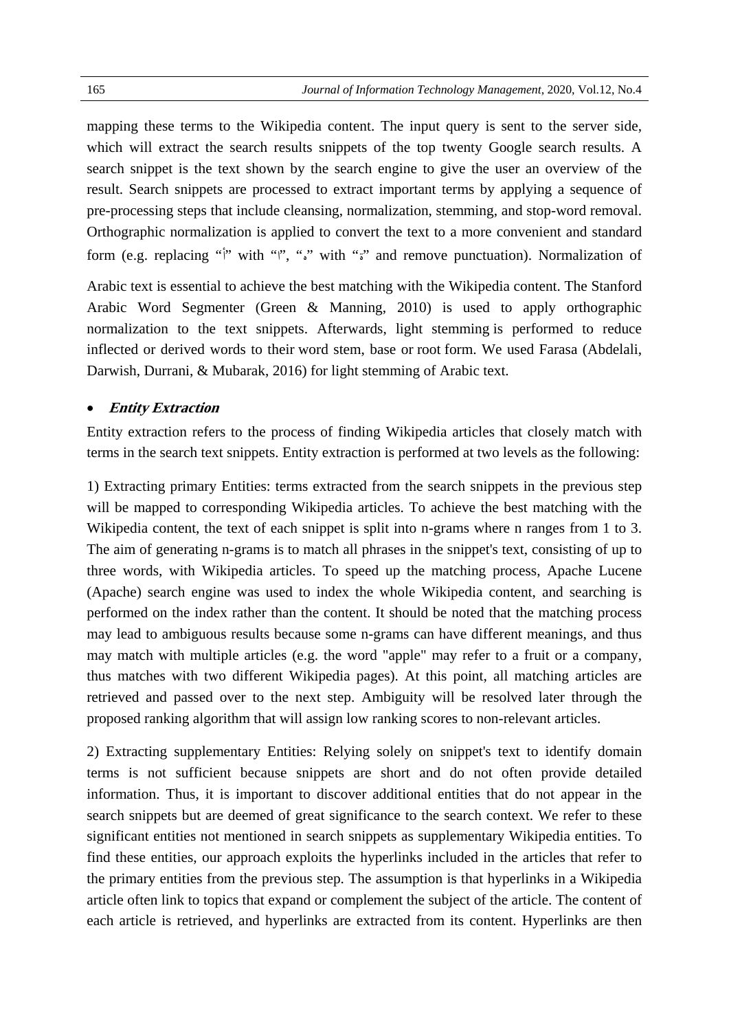mapping these terms to the Wikipedia content. The input query is sent to the server side, which will extract the search results snippets of the top twenty Google search results. A search snippet is the text shown by the search engine to give the user an overview of the result. Search snippets are processed to extract important terms by applying a sequence of pre-processing steps that include cleansing, normalization, stemming, and stop-word removal. Orthographic normalization is applied to convert the text to a more convenient and standard form (e.g. replacing "أ" with "ا", "ه" with "ة" and remove punctuation). Normalization of Arabic text is essential to achieve the best matching with the Wikipedia content. The Stanford Arabic Word Segmenter (Green & Manning, 2010) is used to apply orthographic normalization to the text snippets. Afterwards, light stemming is performed to reduce inflected or derived words to their word stem, base or root form. We used Farasa (Abdelali, Darwish, Durrani, & Mubarak, 2016) for light stemming of Arabic text.

- ***Entity Extraction***

Entity extraction refers to the process of finding Wikipedia articles that closely match with terms in the search text snippets. Entity extraction is performed at two levels as the following:

1) Extracting primary Entities: terms extracted from the search snippets in the previous step will be mapped to corresponding Wikipedia articles. To achieve the best matching with the Wikipedia content, the text of each snippet is split into n-grams where n ranges from 1 to 3. The aim of generating n-grams is to match all phrases in the snippet's text, consisting of up to three words, with Wikipedia articles. To speed up the matching process, Apache Lucene (Apache) search engine was used to index the whole Wikipedia content, and searching is performed on the index rather than the content. It should be noted that the matching process may lead to ambiguous results because some n-grams can have different meanings, and thus may match with multiple articles (e.g. the word "apple" may refer to a fruit or a company, thus matches with two different Wikipedia pages). At this point, all matching articles are retrieved and passed over to the next step. Ambiguity will be resolved later through the proposed ranking algorithm that will assign low ranking scores to non-relevant articles.

2) Extracting supplementary Entities: Relying solely on snippet's text to identify domain terms is not sufficient because snippets are short and do not often provide detailed information. Thus, it is important to discover additional entities that do not appear in the search snippets but are deemed of great significance to the search context. We refer to these significant entities not mentioned in search snippets as supplementary Wikipedia entities. To find these entities, our approach exploits the hyperlinks included in the articles that refer to the primary entities from the previous step. The assumption is that hyperlinks in a Wikipedia article often link to topics that expand or complement the subject of the article. The content of each article is retrieved, and hyperlinks are extracted from its content. Hyperlinks are then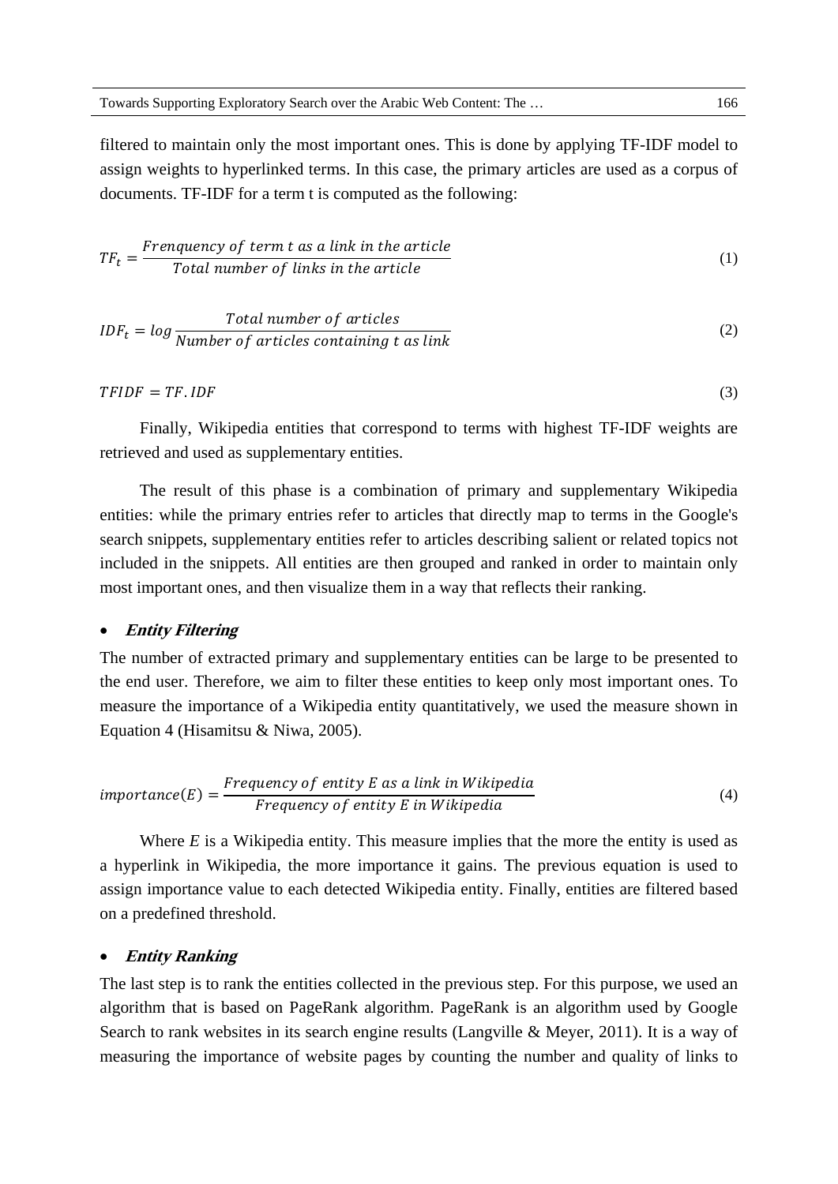filtered to maintain only the most important ones. This is done by applying TF-IDF model to assign weights to hyperlinked terms. In this case, the primary articles are used as a corpus of documents. TF-IDF for a term t is computed as the following:

$$TF_t = \frac{Frenquency\ of\ term\ t\ as\ a\ link\ in\ the\ article}{Total\ number\ of\ links\ in\ the\ article} \tag{1}$$

$$IDF_t = log \frac{Total\ number\ of\ articles}{Number\ of\ articles\ containing\ t\ as\ link} \tag{2}$$

$$TFIDF = TF.IDF \tag{3}$$

Finally, Wikipedia entities that correspond to terms with highest TF-IDF weights are retrieved and used as supplementary entities.

The result of this phase is a combination of primary and supplementary Wikipedia entities: while the primary entries refer to articles that directly map to terms in the Google's search snippets, supplementary entities refer to articles describing salient or related topics not included in the snippets. All entities are then grouped and ranked in order to maintain only most important ones, and then visualize them in a way that reflects their ranking.

- ***Entity Filtering***

The number of extracted primary and supplementary entities can be large to be presented to the end user. Therefore, we aim to filter these entities to keep only most important ones. To measure the importance of a Wikipedia entity quantitatively, we used the measure shown in Equation 4 (Hisamitsu & Niwa, 2005).

$$importance(E) = \frac{Frequency\ of\ entity\ E\ as\ a\ link\ in\ Wikipedia}{Frequency\ of\ entity\ E\ in\ Wikipedia} \tag{4}$$

Where *E* is a Wikipedia entity. This measure implies that the more the entity is used as a hyperlink in Wikipedia, the more importance it gains. The previous equation is used to assign importance value to each detected Wikipedia entity. Finally, entities are filtered based on a predefined threshold.

- ***Entity Ranking***

The last step is to rank the entities collected in the previous step. For this purpose, we used an algorithm that is based on PageRank algorithm. PageRank is an algorithm used by Google Search to rank websites in its search engine results (Langville & Meyer, 2011). It is a way of measuring the importance of website pages by counting the number and quality of links to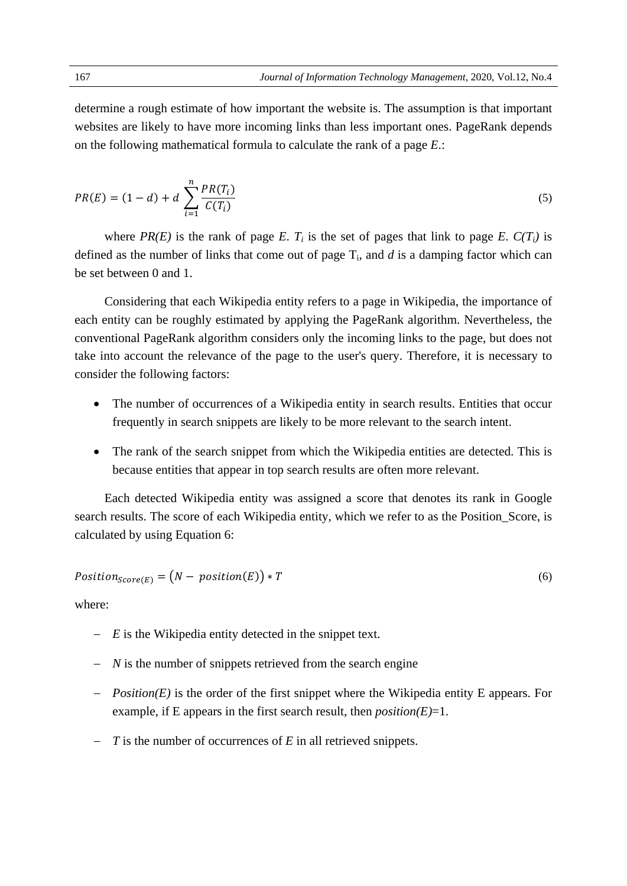determine a rough estimate of how important the website is. The assumption is that important websites are likely to have more incoming links than less important ones. PageRank depends on the following mathematical formula to calculate the rank of a page *E*.:

$$PR(E) = (1 - d) + d \sum_{i=1}^{n} \frac{PR(T_i)}{C(T_i)} \tag{5}$$

where *PR(E)* is the rank of page *E*. $T_i$ is the set of pages that link to page *E*. $C(T_i)$ is defined as the number of links that come out of page $T_i$, and *d* is a damping factor which can be set between 0 and 1.

Considering that each Wikipedia entity refers to a page in Wikipedia, the importance of each entity can be roughly estimated by applying the PageRank algorithm. Nevertheless, the conventional PageRank algorithm considers only the incoming links to the page, but does not take into account the relevance of the page to the user's query. Therefore, it is necessary to consider the following factors:

- The number of occurrences of a Wikipedia entity in search results. Entities that occur frequently in search snippets are likely to be more relevant to the search intent.
- The rank of the search snippet from which the Wikipedia entities are detected. This is because entities that appear in top search results are often more relevant.

Each detected Wikipedia entity was assigned a score that denotes its rank in Google search results. The score of each Wikipedia entity, which we refer to as the Position_Score, is calculated by using Equation 6:

$$Position_{Score(E)} = \big(N - \ position(E)\big) * T \tag{6}$$

where:

- *E* is the Wikipedia entity detected in the snippet text.
- *N* is the number of snippets retrieved from the search engine
- *Position(E)* is the order of the first snippet where the Wikipedia entity E appears. For example, if E appears in the first search result, then *position(E)*=1.
- *T* is the number of occurrences of *E* in all retrieved snippets.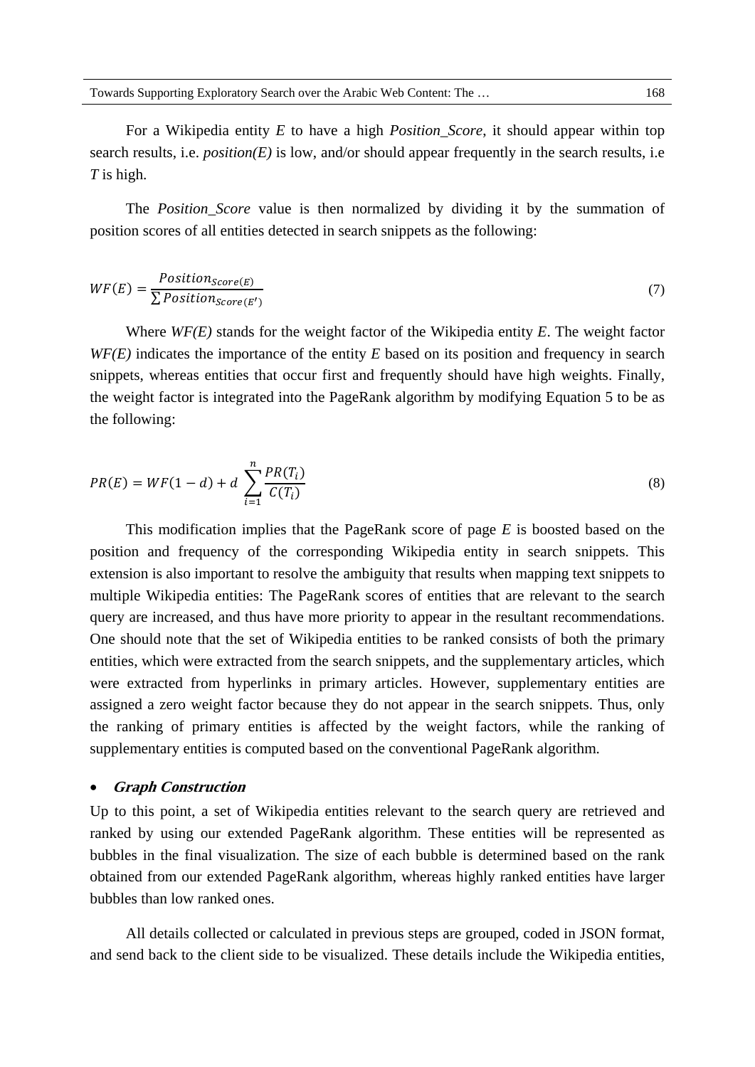For a Wikipedia entity $E$ to have a high *Position_Score*, it should appear within top search results, i.e. *position(E)* is low, and/or should appear frequently in the search results, i.e $T$ is high.

The *Position_Score* value is then normalized by dividing it by the summation of position scores of all entities detected in search snippets as the following:

$$WF(E) = \frac{Position_{Score(E)}}{\sum Position_{Score(E')}} \tag{7}$$

Where *WF(E)* stands for the weight factor of the Wikipedia entity $E$. The weight factor *WF(E)* indicates the importance of the entity $E$ based on its position and frequency in search snippets, whereas entities that occur first and frequently should have high weights. Finally, the weight factor is integrated into the PageRank algorithm by modifying Equation 5 to be as the following:

$$PR(E) = WF(1-d) + d\ \sum_{i=1}^{n} \frac{PR(T_i)}{C(T_i)} \tag{8}$$

This modification implies that the PageRank score of page $E$ is boosted based on the position and frequency of the corresponding Wikipedia entity in search snippets. This extension is also important to resolve the ambiguity that results when mapping text snippets to multiple Wikipedia entities: The PageRank scores of entities that are relevant to the search query are increased, and thus have more priority to appear in the resultant recommendations. One should note that the set of Wikipedia entities to be ranked consists of both the primary entities, which were extracted from the search snippets, and the supplementary articles, which were extracted from hyperlinks in primary articles. However, supplementary entities are assigned a zero weight factor because they do not appear in the search snippets. Thus, only the ranking of primary entities is affected by the weight factors, while the ranking of supplementary entities is computed based on the conventional PageRank algorithm.

- ***Graph Construction***

Up to this point, a set of Wikipedia entities relevant to the search query are retrieved and ranked by using our extended PageRank algorithm. These entities will be represented as bubbles in the final visualization. The size of each bubble is determined based on the rank obtained from our extended PageRank algorithm, whereas highly ranked entities have larger bubbles than low ranked ones.

All details collected or calculated in previous steps are grouped, coded in JSON format, and send back to the client side to be visualized. These details include the Wikipedia entities,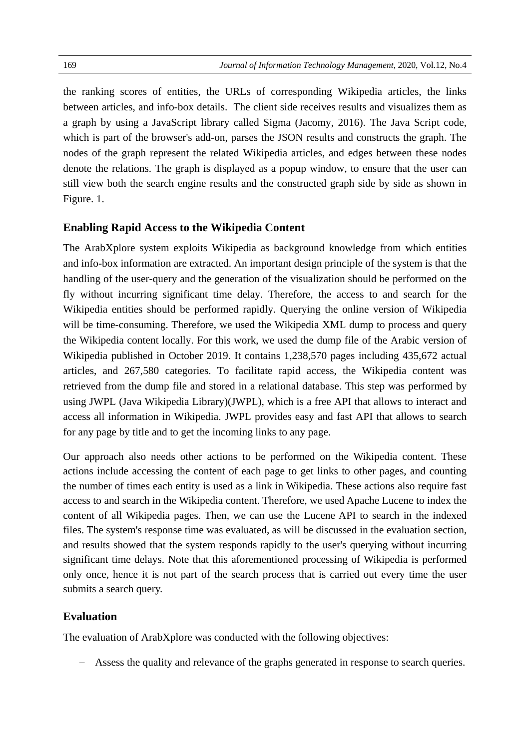the ranking scores of entities, the URLs of corresponding Wikipedia articles, the links between articles, and info-box details. The client side receives results and visualizes them as a graph by using a JavaScript library called Sigma (Jacomy, 2016). The Java Script code, which is part of the browser's add-on, parses the JSON results and constructs the graph. The nodes of the graph represent the related Wikipedia articles, and edges between these nodes denote the relations. The graph is displayed as a popup window, to ensure that the user can still view both the search engine results and the constructed graph side by side as shown in Figure. 1.

## Enabling Rapid Access to the Wikipedia Content

The ArabXplore system exploits Wikipedia as background knowledge from which entities and info-box information are extracted. An important design principle of the system is that the handling of the user-query and the generation of the visualization should be performed on the fly without incurring significant time delay. Therefore, the access to and search for the Wikipedia entities should be performed rapidly. Querying the online version of Wikipedia will be time-consuming. Therefore, we used the Wikipedia XML dump to process and query the Wikipedia content locally. For this work, we used the dump file of the Arabic version of Wikipedia published in October 2019. It contains 1,238,570 pages including 435,672 actual articles, and 267,580 categories. To facilitate rapid access, the Wikipedia content was retrieved from the dump file and stored in a relational database. This step was performed by using JWPL (Java Wikipedia Library)(JWPL), which is a free API that allows to interact and access all information in Wikipedia. JWPL provides easy and fast API that allows to search for any page by title and to get the incoming links to any page.

Our approach also needs other actions to be performed on the Wikipedia content. These actions include accessing the content of each page to get links to other pages, and counting the number of times each entity is used as a link in Wikipedia. These actions also require fast access to and search in the Wikipedia content. Therefore, we used Apache Lucene to index the content of all Wikipedia pages. Then, we can use the Lucene API to search in the indexed files. The system's response time was evaluated, as will be discussed in the evaluation section, and results showed that the system responds rapidly to the user's querying without incurring significant time delays. Note that this aforementioned processing of Wikipedia is performed only once, hence it is not part of the search process that is carried out every time the user submits a search query.

## Evaluation

The evaluation of ArabXplore was conducted with the following objectives:

- Assess the quality and relevance of the graphs generated in response to search queries.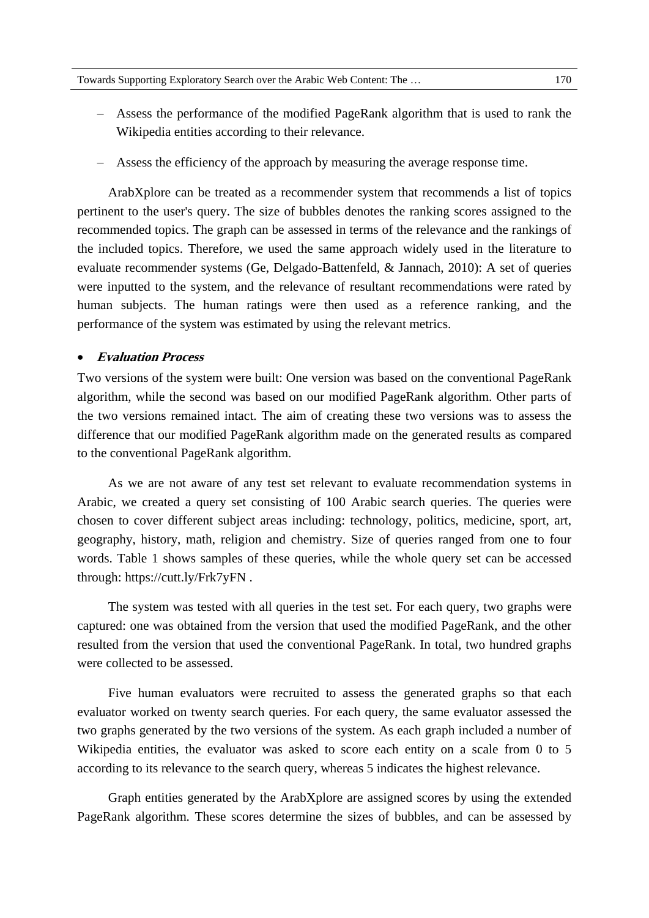- Assess the performance of the modified PageRank algorithm that is used to rank the Wikipedia entities according to their relevance.
- Assess the efficiency of the approach by measuring the average response time.

ArabXplore can be treated as a recommender system that recommends a list of topics pertinent to the user's query. The size of bubbles denotes the ranking scores assigned to the recommended topics. The graph can be assessed in terms of the relevance and the rankings of the included topics. Therefore, we used the same approach widely used in the literature to evaluate recommender systems (Ge, Delgado-Battenfeld, & Jannach, 2010): A set of queries were inputted to the system, and the relevance of resultant recommendations were rated by human subjects. The human ratings were then used as a reference ranking, and the performance of the system was estimated by using the relevant metrics.

- ***Evaluation Process***

Two versions of the system were built: One version was based on the conventional PageRank algorithm, while the second was based on our modified PageRank algorithm. Other parts of the two versions remained intact. The aim of creating these two versions was to assess the difference that our modified PageRank algorithm made on the generated results as compared to the conventional PageRank algorithm.

As we are not aware of any test set relevant to evaluate recommendation systems in Arabic, we created a query set consisting of 100 Arabic search queries. The queries were chosen to cover different subject areas including: technology, politics, medicine, sport, art, geography, history, math, religion and chemistry. Size of queries ranged from one to four words. Table 1 shows samples of these queries, while the whole query set can be accessed through: https://cutt.ly/Frk7yFN .

The system was tested with all queries in the test set. For each query, two graphs were captured: one was obtained from the version that used the modified PageRank, and the other resulted from the version that used the conventional PageRank. In total, two hundred graphs were collected to be assessed.

Five human evaluators were recruited to assess the generated graphs so that each evaluator worked on twenty search queries. For each query, the same evaluator assessed the two graphs generated by the two versions of the system. As each graph included a number of Wikipedia entities, the evaluator was asked to score each entity on a scale from 0 to 5 according to its relevance to the search query, whereas 5 indicates the highest relevance.

Graph entities generated by the ArabXplore are assigned scores by using the extended PageRank algorithm. These scores determine the sizes of bubbles, and can be assessed by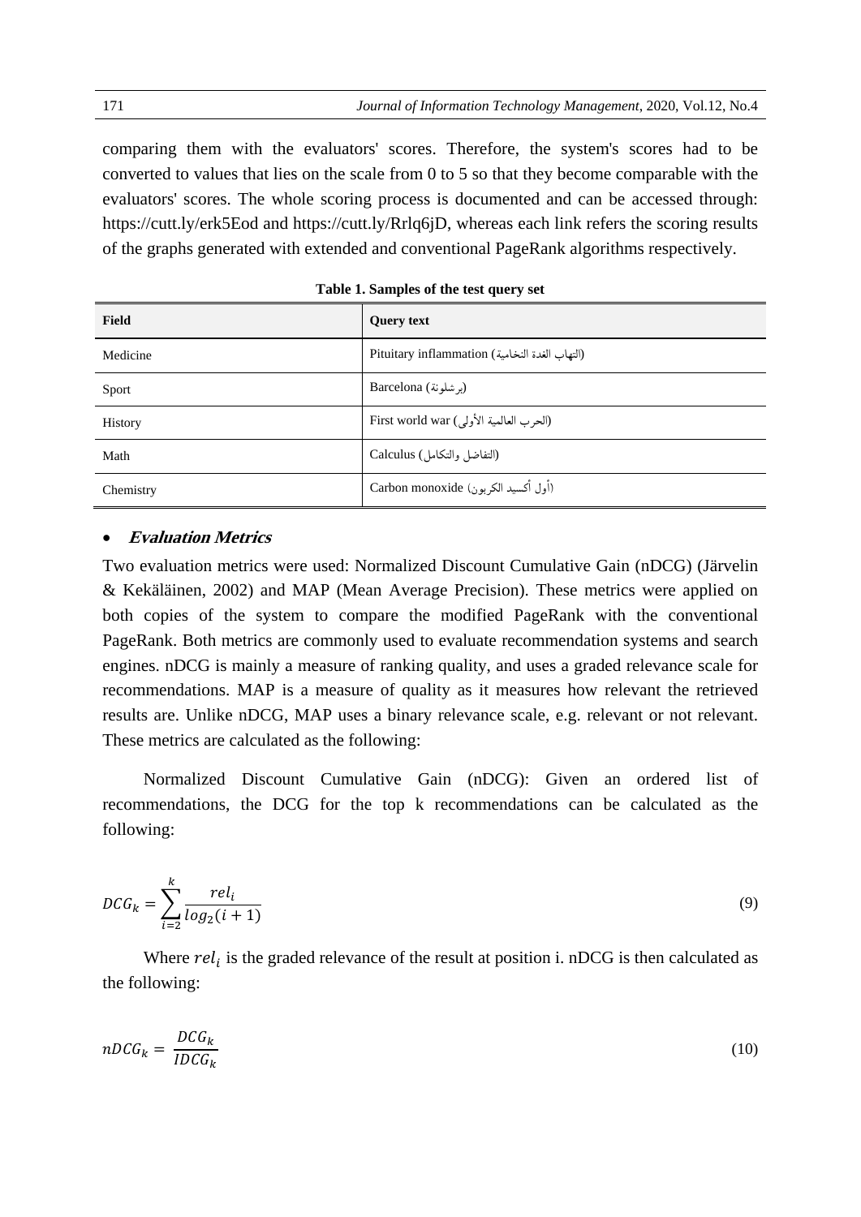comparing them with the evaluators' scores. Therefore, the system's scores had to be converted to values that lies on the scale from 0 to 5 so that they become comparable with the evaluators' scores. The whole scoring process is documented and can be accessed through: https://cutt.ly/erk5Eod and https://cutt.ly/Rrlq6jD, whereas each link refers the scoring results of the graphs generated with extended and conventional PageRank algorithms respectively.

**Table 1. Samples of the test query set**

| Field | Query text |
|---|---|
| Medicine | Pituitary inflammation (التهاب الغدة النخامية) |
| Sport | Barcelona (برشلونة) |
| History | First world war (الحرب العالمية الأولى) |
| Math | Calculus (التفاضل والتكامل) |
| Chemistry | Carbon monoxide (أول أكسيد الكربون) |

- ***Evaluation Metrics***

Two evaluation metrics were used: Normalized Discount Cumulative Gain (nDCG) (Järvelin & Kekäläinen, 2002) and MAP (Mean Average Precision). These metrics were applied on both copies of the system to compare the modified PageRank with the conventional PageRank. Both metrics are commonly used to evaluate recommendation systems and search engines. nDCG is mainly a measure of ranking quality, and uses a graded relevance scale for recommendations. MAP is a measure of quality as it measures how relevant the retrieved results are. Unlike nDCG, MAP uses a binary relevance scale, e.g. relevant or not relevant. These metrics are calculated as the following:

Normalized Discount Cumulative Gain (nDCG): Given an ordered list of recommendations, the DCG for the top k recommendations can be calculated as the following:

$$DCG_k = \sum_{i=2}^{k} \frac{rel_i}{log_2(i+1)} \tag{9}$$

Where $rel_i$ is the graded relevance of the result at position i. nDCG is then calculated as the following:

$$nDCG_k = \frac{DCG_k}{IDCG_k} \tag{10}$$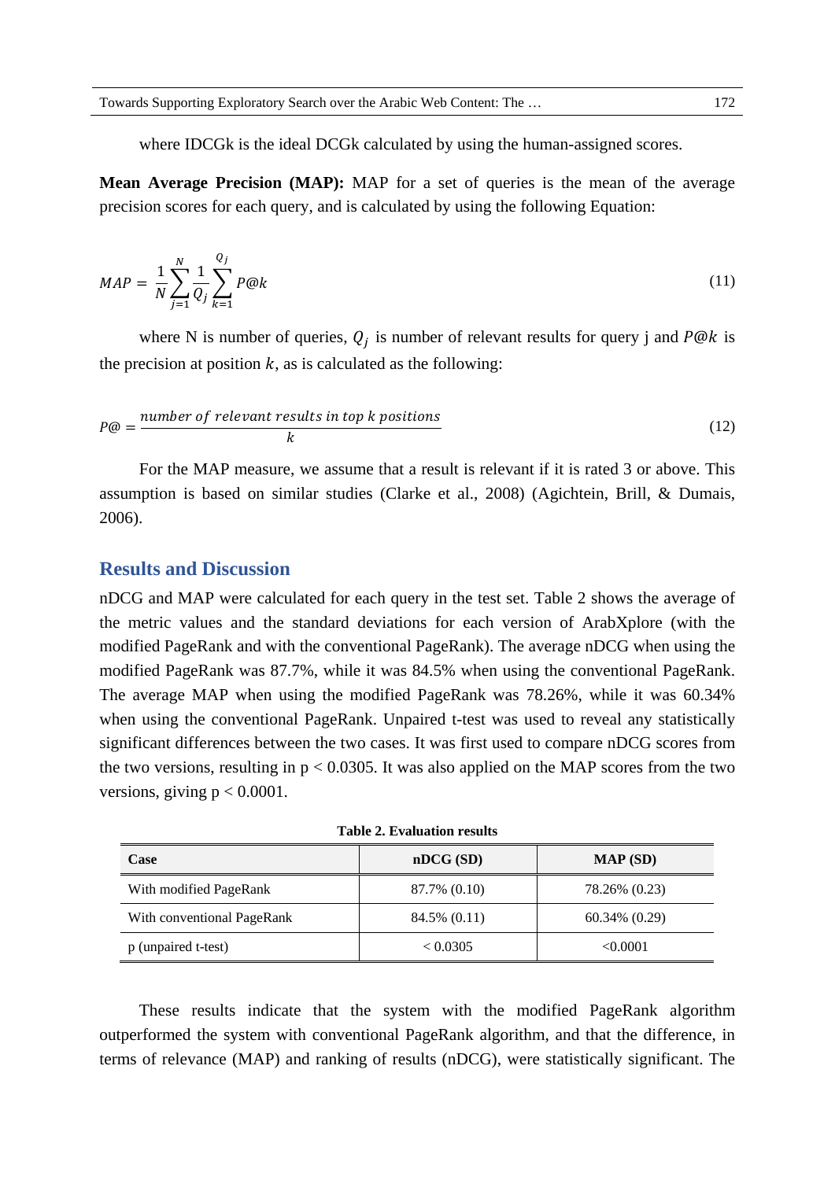where IDCGk is the ideal DCGk calculated by using the human-assigned scores.

**Mean Average Precision (MAP):** MAP for a set of queries is the mean of the average precision scores for each query, and is calculated by using the following Equation:

$$MAP = \frac{1}{N}\sum_{j=1}^{N}\frac{1}{Q_j}\sum_{k=1}^{Q_j}P@k \qquad (11)$$

where N is number of queries, $Q_j$ is number of relevant results for query j and $P@k$ is the precision at position $k$, as is calculated as the following:

$$P@ = \frac{number\ of\ relevant\ results\ in\ top\ k\ positions}{k} \qquad (12)$$

For the MAP measure, we assume that a result is relevant if it is rated 3 or above. This assumption is based on similar studies (Clarke et al., 2008) (Agichtein, Brill, & Dumais, 2006).

## Results and Discussion

nDCG and MAP were calculated for each query in the test set. Table 2 shows the average of the metric values and the standard deviations for each version of ArabXplore (with the modified PageRank and with the conventional PageRank). The average nDCG when using the modified PageRank was 87.7%, while it was 84.5% when using the conventional PageRank. The average MAP when using the modified PageRank was 78.26%, while it was 60.34% when using the conventional PageRank. Unpaired t-test was used to reveal any statistically significant differences between the two cases. It was first used to compare nDCG scores from the two versions, resulting in $p < 0.0305$. It was also applied on the MAP scores from the two versions, giving $p < 0.0001$.

**Table 2. Evaluation results**

| Case | nDCG (SD) | MAP (SD) |
|---|---|---|
| With modified PageRank | 87.7% (0.10) | 78.26% (0.23) |
| With conventional PageRank | 84.5% (0.11) | 60.34% (0.29) |
| p (unpaired t-test) | < 0.0305 | <0.0001 |

These results indicate that the system with the modified PageRank algorithm outperformed the system with conventional PageRank algorithm, and that the difference, in terms of relevance (MAP) and ranking of results (nDCG), were statistically significant. The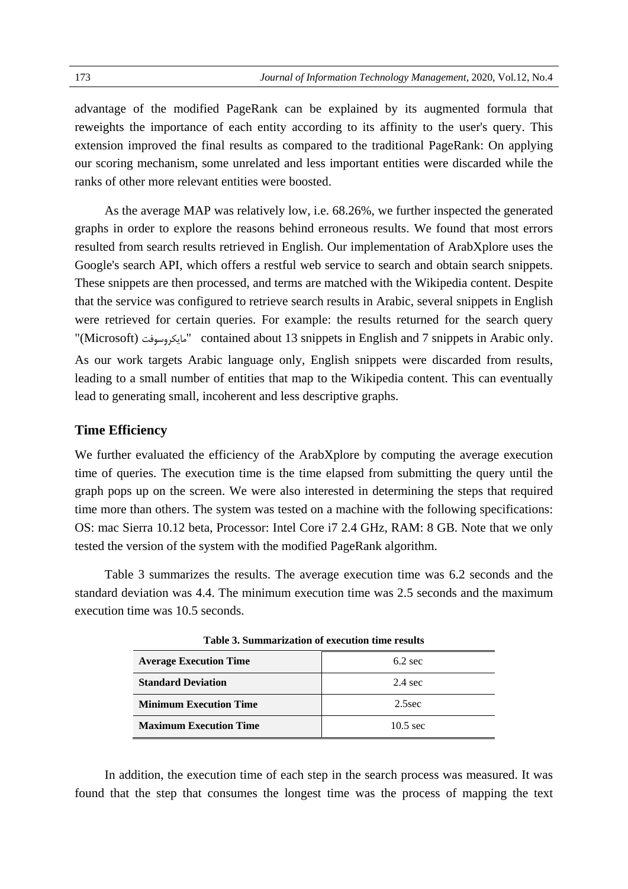advantage of the modified PageRank can be explained by its augmented formula that reweights the importance of each entity according to its affinity to the user's query. This extension improved the final results as compared to the traditional PageRank: On applying our scoring mechanism, some unrelated and less important entities were discarded while the ranks of other more relevant entities were boosted.

As the average MAP was relatively low, i.e. 68.26%, we further inspected the generated graphs in order to explore the reasons behind erroneous results. We found that most errors resulted from search results retrieved in English. Our implementation of ArabXplore uses the Google's search API, which offers a restful web service to search and obtain search snippets. These snippets are then processed, and terms are matched with the Wikipedia content. Despite that the service was configured to retrieve search results in Arabic, several snippets in English were retrieved for certain queries. For example: the results returned for the search query "مايكروسوفت (Microsoft)" contained about 13 snippets in English and 7 snippets in Arabic only. As our work targets Arabic language only, English snippets were discarded from results, leading to a small number of entities that map to the Wikipedia content. This can eventually lead to generating small, incoherent and less descriptive graphs.

## Time Efficiency

We further evaluated the efficiency of the ArabXplore by computing the average execution time of queries. The execution time is the time elapsed from submitting the query until the graph pops up on the screen. We were also interested in determining the steps that required time more than others. The system was tested on a machine with the following specifications: OS: mac Sierra 10.12 beta, Processor: Intel Core i7 2.4 GHz, RAM: 8 GB. Note that we only tested the version of the system with the modified PageRank algorithm.

Table 3 summarizes the results. The average execution time was 6.2 seconds and the standard deviation was 4.4. The minimum execution time was 2.5 seconds and the maximum execution time was 10.5 seconds.

**Table 3. Summarization of execution time results**

| | |
|---|---|
| **Average Execution Time** | 6.2 sec |
| **Standard Deviation** | 2.4 sec |
| **Minimum Execution Time** | 2.5sec |
| **Maximum Execution Time** | 10.5 sec |

In addition, the execution time of each step in the search process was measured. It was found that the step that consumes the longest time was the process of mapping the text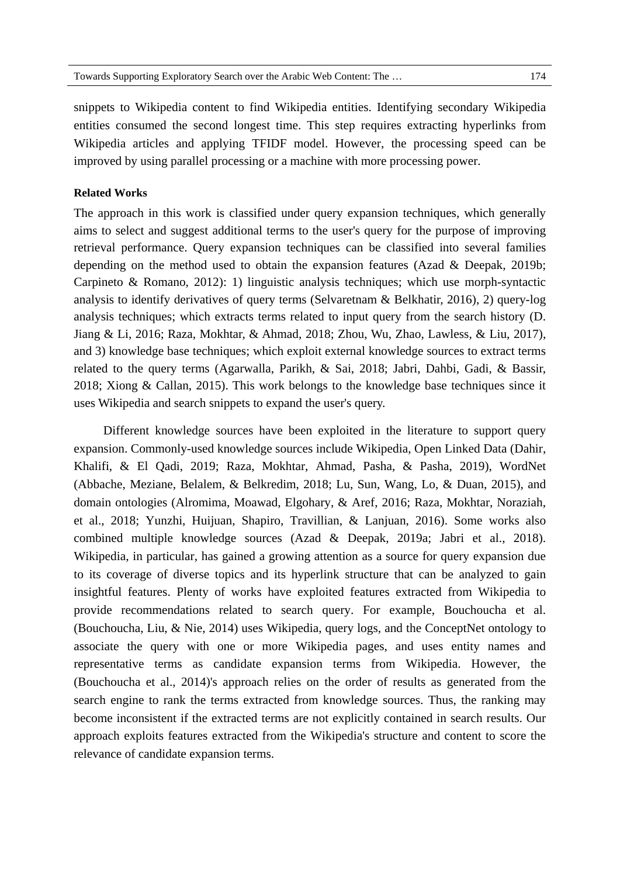snippets to Wikipedia content to find Wikipedia entities. Identifying secondary Wikipedia entities consumed the second longest time. This step requires extracting hyperlinks from Wikipedia articles and applying TFIDF model. However, the processing speed can be improved by using parallel processing or a machine with more processing power.

**Related Works**

The approach in this work is classified under query expansion techniques, which generally aims to select and suggest additional terms to the user's query for the purpose of improving retrieval performance. Query expansion techniques can be classified into several families depending on the method used to obtain the expansion features (Azad & Deepak, 2019b; Carpineto & Romano, 2012): 1) linguistic analysis techniques; which use morph-syntactic analysis to identify derivatives of query terms (Selvaretnam & Belkhatir, 2016), 2) query-log analysis techniques; which extracts terms related to input query from the search history (D. Jiang & Li, 2016; Raza, Mokhtar, & Ahmad, 2018; Zhou, Wu, Zhao, Lawless, & Liu, 2017), and 3) knowledge base techniques; which exploit external knowledge sources to extract terms related to the query terms (Agarwalla, Parikh, & Sai, 2018; Jabri, Dahbi, Gadi, & Bassir, 2018; Xiong & Callan, 2015). This work belongs to the knowledge base techniques since it uses Wikipedia and search snippets to expand the user's query.

Different knowledge sources have been exploited in the literature to support query expansion. Commonly-used knowledge sources include Wikipedia, Open Linked Data (Dahir, Khalifi, & El Qadi, 2019; Raza, Mokhtar, Ahmad, Pasha, & Pasha, 2019), WordNet (Abbache, Meziane, Belalem, & Belkredim, 2018; Lu, Sun, Wang, Lo, & Duan, 2015), and domain ontologies (Alromima, Moawad, Elgohary, & Aref, 2016; Raza, Mokhtar, Noraziah, et al., 2018; Yunzhi, Huijuan, Shapiro, Travillian, & Lanjuan, 2016). Some works also combined multiple knowledge sources (Azad & Deepak, 2019a; Jabri et al., 2018). Wikipedia, in particular, has gained a growing attention as a source for query expansion due to its coverage of diverse topics and its hyperlink structure that can be analyzed to gain insightful features. Plenty of works have exploited features extracted from Wikipedia to provide recommendations related to search query. For example, Bouchoucha et al. (Bouchoucha, Liu, & Nie, 2014) uses Wikipedia, query logs, and the ConceptNet ontology to associate the query with one or more Wikipedia pages, and uses entity names and representative terms as candidate expansion terms from Wikipedia. However, the (Bouchoucha et al., 2014)'s approach relies on the order of results as generated from the search engine to rank the terms extracted from knowledge sources. Thus, the ranking may become inconsistent if the extracted terms are not explicitly contained in search results. Our approach exploits features extracted from the Wikipedia's structure and content to score the relevance of candidate expansion terms.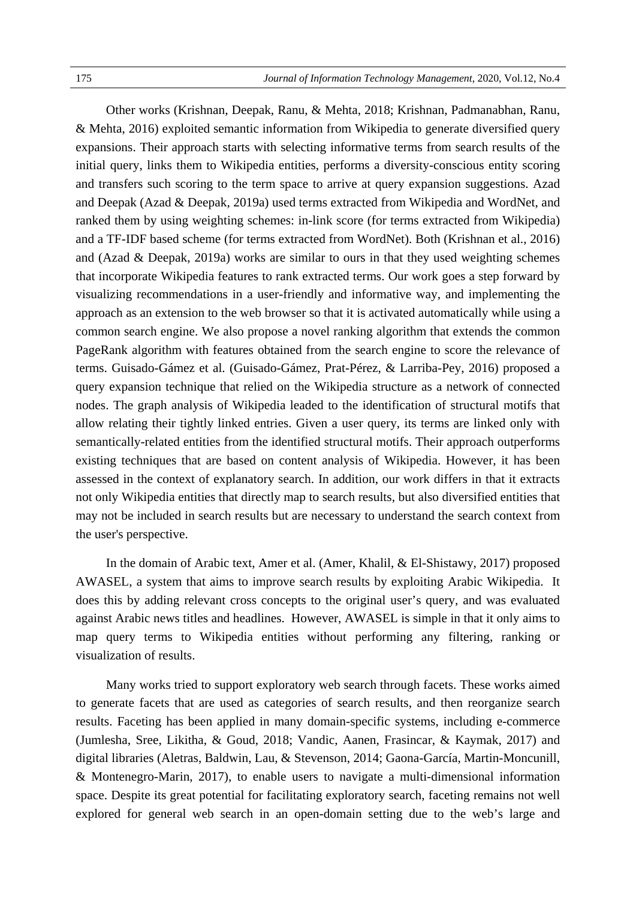Other works (Krishnan, Deepak, Ranu, & Mehta, 2018; Krishnan, Padmanabhan, Ranu, & Mehta, 2016) exploited semantic information from Wikipedia to generate diversified query expansions. Their approach starts with selecting informative terms from search results of the initial query, links them to Wikipedia entities, performs a diversity-conscious entity scoring and transfers such scoring to the term space to arrive at query expansion suggestions. Azad and Deepak (Azad & Deepak, 2019a) used terms extracted from Wikipedia and WordNet, and ranked them by using weighting schemes: in-link score (for terms extracted from Wikipedia) and a TF-IDF based scheme (for terms extracted from WordNet). Both (Krishnan et al., 2016) and (Azad & Deepak, 2019a) works are similar to ours in that they used weighting schemes that incorporate Wikipedia features to rank extracted terms. Our work goes a step forward by visualizing recommendations in a user-friendly and informative way, and implementing the approach as an extension to the web browser so that it is activated automatically while using a common search engine. We also propose a novel ranking algorithm that extends the common PageRank algorithm with features obtained from the search engine to score the relevance of terms. Guisado-Gámez et al. (Guisado-Gámez, Prat-Pérez, & Larriba-Pey, 2016) proposed a query expansion technique that relied on the Wikipedia structure as a network of connected nodes. The graph analysis of Wikipedia leaded to the identification of structural motifs that allow relating their tightly linked entries. Given a user query, its terms are linked only with semantically-related entities from the identified structural motifs. Their approach outperforms existing techniques that are based on content analysis of Wikipedia. However, it has been assessed in the context of explanatory search. In addition, our work differs in that it extracts not only Wikipedia entities that directly map to search results, but also diversified entities that may not be included in search results but are necessary to understand the search context from the user's perspective.

In the domain of Arabic text, Amer et al. (Amer, Khalil, & El-Shistawy, 2017) proposed AWASEL, a system that aims to improve search results by exploiting Arabic Wikipedia. It does this by adding relevant cross concepts to the original user's query, and was evaluated against Arabic news titles and headlines. However, AWASEL is simple in that it only aims to map query terms to Wikipedia entities without performing any filtering, ranking or visualization of results.

Many works tried to support exploratory web search through facets. These works aimed to generate facets that are used as categories of search results, and then reorganize search results. Faceting has been applied in many domain-specific systems, including e-commerce (Jumlesha, Sree, Likitha, & Goud, 2018; Vandic, Aanen, Frasincar, & Kaymak, 2017) and digital libraries (Aletras, Baldwin, Lau, & Stevenson, 2014; Gaona-García, Martin-Moncunill, & Montenegro-Marin, 2017), to enable users to navigate a multi-dimensional information space. Despite its great potential for facilitating exploratory search, faceting remains not well explored for general web search in an open-domain setting due to the web's large and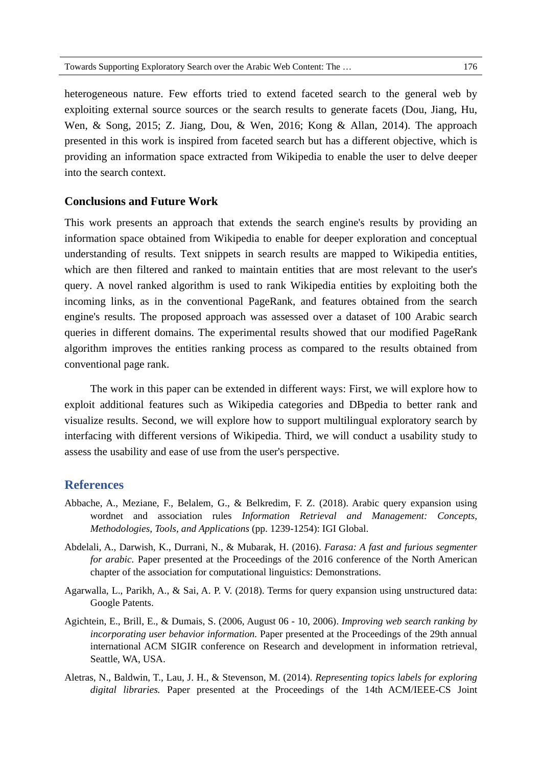heterogeneous nature. Few efforts tried to extend faceted search to the general web by exploiting external source sources or the search results to generate facets (Dou, Jiang, Hu, Wen, & Song, 2015; Z. Jiang, Dou, & Wen, 2016; Kong & Allan, 2014). The approach presented in this work is inspired from faceted search but has a different objective, which is providing an information space extracted from Wikipedia to enable the user to delve deeper into the search context.

### Conclusions and Future Work

This work presents an approach that extends the search engine's results by providing an information space obtained from Wikipedia to enable for deeper exploration and conceptual understanding of results. Text snippets in search results are mapped to Wikipedia entities, which are then filtered and ranked to maintain entities that are most relevant to the user's query. A novel ranked algorithm is used to rank Wikipedia entities by exploiting both the incoming links, as in the conventional PageRank, and features obtained from the search engine's results. The proposed approach was assessed over a dataset of 100 Arabic search queries in different domains. The experimental results showed that our modified PageRank algorithm improves the entities ranking process as compared to the results obtained from conventional page rank.

The work in this paper can be extended in different ways: First, we will explore how to exploit additional features such as Wikipedia categories and DBpedia to better rank and visualize results. Second, we will explore how to support multilingual exploratory search by interfacing with different versions of Wikipedia. Third, we will conduct a usability study to assess the usability and ease of use from the user's perspective.

## References

Abbache, A., Meziane, F., Belalem, G., & Belkredim, F. Z. (2018). Arabic query expansion using wordnet and association rules *Information Retrieval and Management: Concepts, Methodologies, Tools, and Applications* (pp. 1239-1254): IGI Global.

Abdelali, A., Darwish, K., Durrani, N., & Mubarak, H. (2016). *Farasa: A fast and furious segmenter for arabic.* Paper presented at the Proceedings of the 2016 conference of the North American chapter of the association for computational linguistics: Demonstrations.

Agarwalla, L., Parikh, A., & Sai, A. P. V. (2018). Terms for query expansion using unstructured data: Google Patents.

Agichtein, E., Brill, E., & Dumais, S. (2006, August 06 - 10, 2006). *Improving web search ranking by incorporating user behavior information.* Paper presented at the Proceedings of the 29th annual international ACM SIGIR conference on Research and development in information retrieval, Seattle, WA, USA.

Aletras, N., Baldwin, T., Lau, J. H., & Stevenson, M. (2014). *Representing topics labels for exploring digital libraries.* Paper presented at the Proceedings of the 14th ACM/IEEE-CS Joint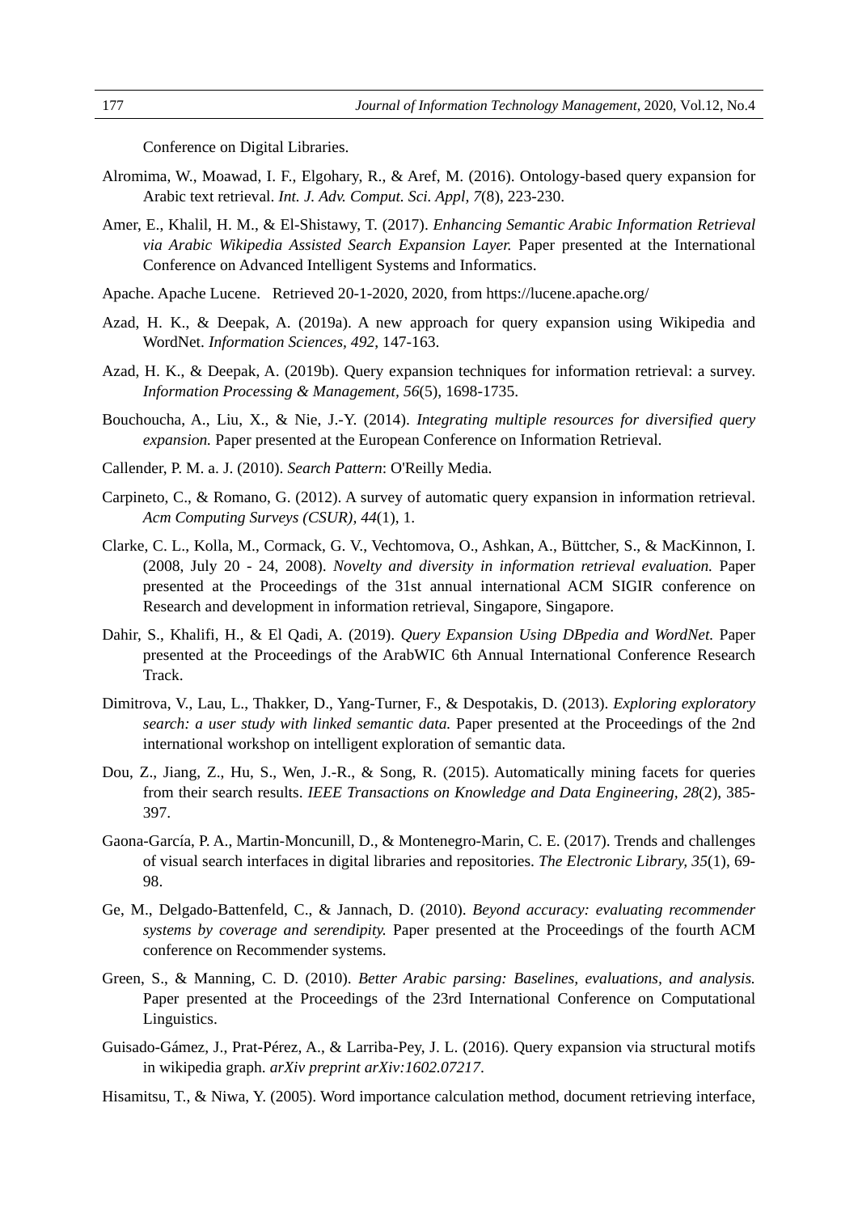Conference on Digital Libraries.

Alromima, W., Moawad, I. F., Elgohary, R., & Aref, M. (2016). Ontology-based query expansion for Arabic text retrieval. *Int. J. Adv. Comput. Sci. Appl, 7*(8), 223-230.

Amer, E., Khalil, H. M., & El-Shistawy, T. (2017). *Enhancing Semantic Arabic Information Retrieval via Arabic Wikipedia Assisted Search Expansion Layer.* Paper presented at the International Conference on Advanced Intelligent Systems and Informatics.

Apache. Apache Lucene. Retrieved 20-1-2020, 2020, from https://lucene.apache.org/

Azad, H. K., & Deepak, A. (2019a). A new approach for query expansion using Wikipedia and WordNet. *Information Sciences, 492*, 147-163.

Azad, H. K., & Deepak, A. (2019b). Query expansion techniques for information retrieval: a survey. *Information Processing & Management, 56*(5), 1698-1735.

Bouchoucha, A., Liu, X., & Nie, J.-Y. (2014). *Integrating multiple resources for diversified query expansion.* Paper presented at the European Conference on Information Retrieval.

Callender, P. M. a. J. (2010). *Search Pattern*: O'Reilly Media.

Carpineto, C., & Romano, G. (2012). A survey of automatic query expansion in information retrieval. *Acm Computing Surveys (CSUR), 44*(1), 1.

Clarke, C. L., Kolla, M., Cormack, G. V., Vechtomova, O., Ashkan, A., Büttcher, S., & MacKinnon, I. (2008, July 20 - 24, 2008). *Novelty and diversity in information retrieval evaluation.* Paper presented at the Proceedings of the 31st annual international ACM SIGIR conference on Research and development in information retrieval, Singapore, Singapore.

Dahir, S., Khalifi, H., & El Qadi, A. (2019). *Query Expansion Using DBpedia and WordNet.* Paper presented at the Proceedings of the ArabWIC 6th Annual International Conference Research Track.

Dimitrova, V., Lau, L., Thakker, D., Yang-Turner, F., & Despotakis, D. (2013). *Exploring exploratory search: a user study with linked semantic data.* Paper presented at the Proceedings of the 2nd international workshop on intelligent exploration of semantic data.

Dou, Z., Jiang, Z., Hu, S., Wen, J.-R., & Song, R. (2015). Automatically mining facets for queries from their search results. *IEEE Transactions on Knowledge and Data Engineering, 28*(2), 385-397.

Gaona-García, P. A., Martin-Moncunill, D., & Montenegro-Marin, C. E. (2017). Trends and challenges of visual search interfaces in digital libraries and repositories. *The Electronic Library, 35*(1), 69-98.

Ge, M., Delgado-Battenfeld, C., & Jannach, D. (2010). *Beyond accuracy: evaluating recommender systems by coverage and serendipity.* Paper presented at the Proceedings of the fourth ACM conference on Recommender systems.

Green, S., & Manning, C. D. (2010). *Better Arabic parsing: Baselines, evaluations, and analysis.* Paper presented at the Proceedings of the 23rd International Conference on Computational Linguistics.

Guisado-Gámez, J., Prat-Pérez, A., & Larriba-Pey, J. L. (2016). Query expansion via structural motifs in wikipedia graph. *arXiv preprint arXiv:1602.07217*.

Hisamitsu, T., & Niwa, Y. (2005). Word importance calculation method, document retrieving interface,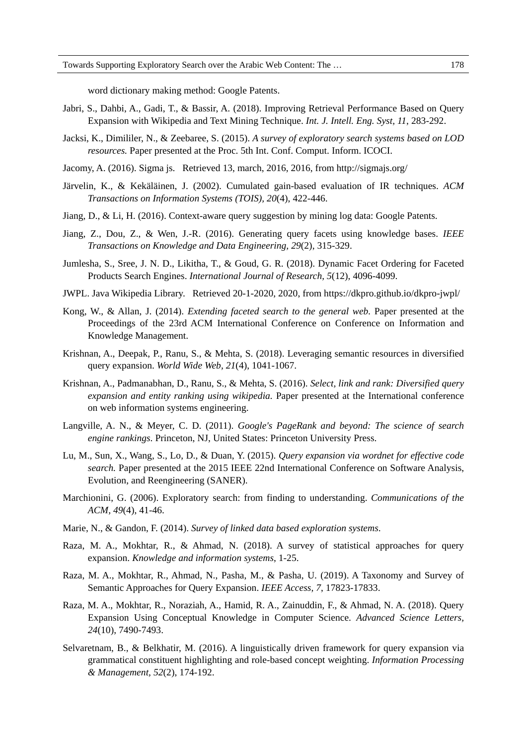word dictionary making method: Google Patents.

Jabri, S., Dahbi, A., Gadi, T., & Bassir, A. (2018). Improving Retrieval Performance Based on Query Expansion with Wikipedia and Text Mining Technique. *Int. J. Intell. Eng. Syst, 11*, 283-292.

Jacksi, K., Dimililer, N., & Zeebaree, S. (2015). *A survey of exploratory search systems based on LOD resources.* Paper presented at the Proc. 5th Int. Conf. Comput. Inform. ICOCI.

Jacomy, A. (2016). Sigma js. Retrieved 13, march, 2016, 2016, from http://sigmajs.org/

Järvelin, K., & Kekäläinen, J. (2002). Cumulated gain-based evaluation of IR techniques. *ACM Transactions on Information Systems (TOIS), 20*(4), 422-446.

Jiang, D., & Li, H. (2016). Context-aware query suggestion by mining log data: Google Patents.

Jiang, Z., Dou, Z., & Wen, J.-R. (2016). Generating query facets using knowledge bases. *IEEE Transactions on Knowledge and Data Engineering, 29*(2), 315-329.

Jumlesha, S., Sree, J. N. D., Likitha, T., & Goud, G. R. (2018). Dynamic Facet Ordering for Faceted Products Search Engines. *International Journal of Research, 5*(12), 4096-4099.

JWPL. Java Wikipedia Library. Retrieved 20-1-2020, 2020, from https://dkpro.github.io/dkpro-jwpl/

Kong, W., & Allan, J. (2014). *Extending faceted search to the general web.* Paper presented at the Proceedings of the 23rd ACM International Conference on Conference on Information and Knowledge Management.

Krishnan, A., Deepak, P., Ranu, S., & Mehta, S. (2018). Leveraging semantic resources in diversified query expansion. *World Wide Web, 21*(4), 1041-1067.

Krishnan, A., Padmanabhan, D., Ranu, S., & Mehta, S. (2016). *Select, link and rank: Diversified query expansion and entity ranking using wikipedia.* Paper presented at the International conference on web information systems engineering.

Langville, A. N., & Meyer, C. D. (2011). *Google's PageRank and beyond: The science of search engine rankings*. Princeton, NJ, United States: Princeton University Press.

Lu, M., Sun, X., Wang, S., Lo, D., & Duan, Y. (2015). *Query expansion via wordnet for effective code search.* Paper presented at the 2015 IEEE 22nd International Conference on Software Analysis, Evolution, and Reengineering (SANER).

Marchionini, G. (2006). Exploratory search: from finding to understanding. *Communications of the ACM, 49*(4), 41-46.

Marie, N., & Gandon, F. (2014). *Survey of linked data based exploration systems.*

Raza, M. A., Mokhtar, R., & Ahmad, N. (2018). A survey of statistical approaches for query expansion. *Knowledge and information systems*, 1-25.

Raza, M. A., Mokhtar, R., Ahmad, N., Pasha, M., & Pasha, U. (2019). A Taxonomy and Survey of Semantic Approaches for Query Expansion. *IEEE Access, 7*, 17823-17833.

Raza, M. A., Mokhtar, R., Noraziah, A., Hamid, R. A., Zainuddin, F., & Ahmad, N. A. (2018). Query Expansion Using Conceptual Knowledge in Computer Science. *Advanced Science Letters, 24*(10), 7490-7493.

Selvaretnam, B., & Belkhatir, M. (2016). A linguistically driven framework for query expansion via grammatical constituent highlighting and role-based concept weighting. *Information Processing & Management, 52*(2), 174-192.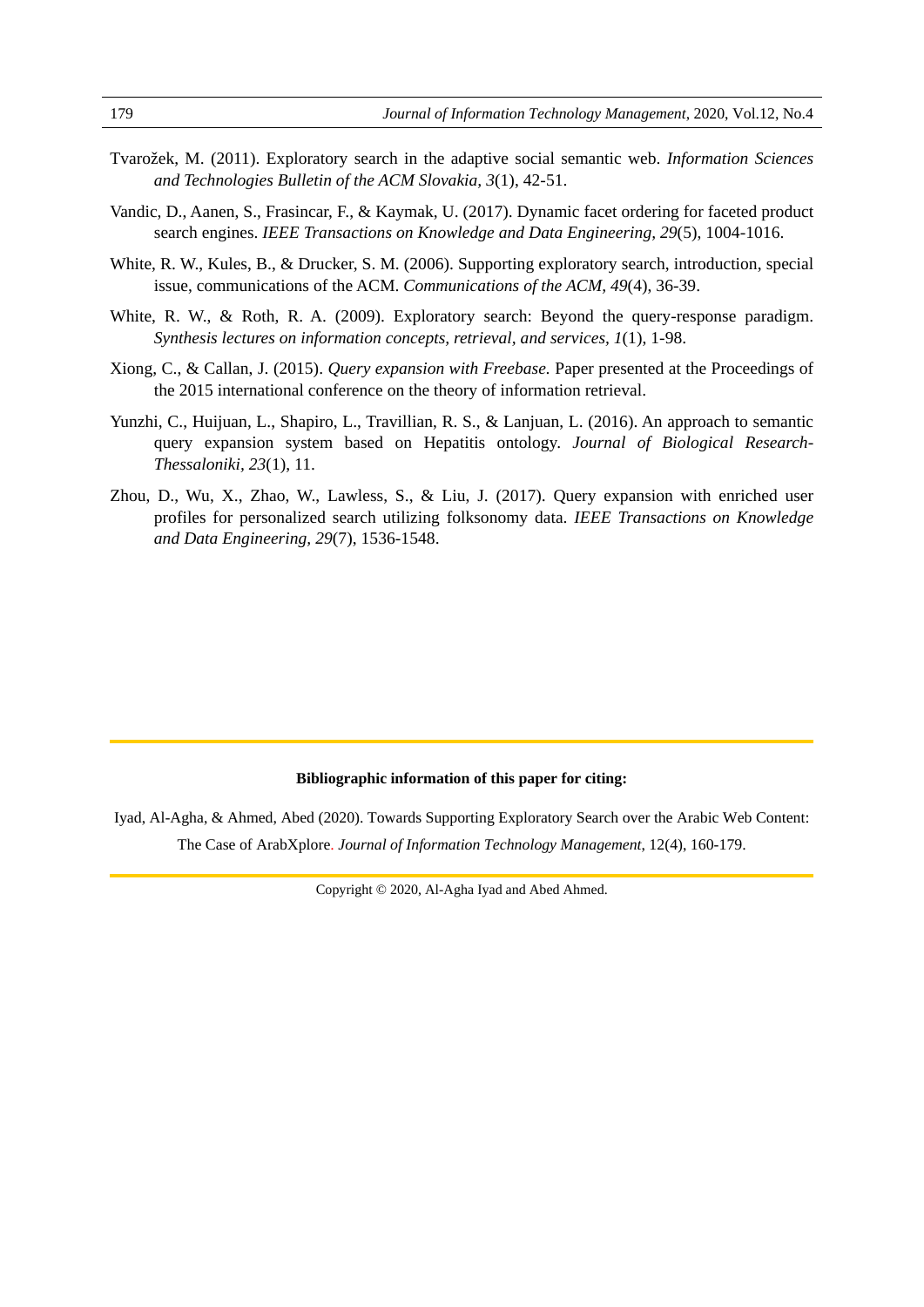Tvarožek, M. (2011). Exploratory search in the adaptive social semantic web. *Information Sciences and Technologies Bulletin of the ACM Slovakia, 3*(1), 42-51.

Vandic, D., Aanen, S., Frasincar, F., & Kaymak, U. (2017). Dynamic facet ordering for faceted product search engines. *IEEE Transactions on Knowledge and Data Engineering, 29*(5), 1004-1016.

White, R. W., Kules, B., & Drucker, S. M. (2006). Supporting exploratory search, introduction, special issue, communications of the ACM. *Communications of the ACM, 49*(4), 36-39.

White, R. W., & Roth, R. A. (2009). Exploratory search: Beyond the query-response paradigm. *Synthesis lectures on information concepts, retrieval, and services, 1*(1), 1-98.

Xiong, C., & Callan, J. (2015). *Query expansion with Freebase.* Paper presented at the Proceedings of the 2015 international conference on the theory of information retrieval.

Yunzhi, C., Huijuan, L., Shapiro, L., Travillian, R. S., & Lanjuan, L. (2016). An approach to semantic query expansion system based on Hepatitis ontology. *Journal of Biological Research-Thessaloniki, 23*(1), 11.

Zhou, D., Wu, X., Zhao, W., Lawless, S., & Liu, J. (2017). Query expansion with enriched user profiles for personalized search utilizing folksonomy data. *IEEE Transactions on Knowledge and Data Engineering, 29*(7), 1536-1548.

---

**Bibliographic information of this paper for citing:**

Iyad, Al-Agha, & Ahmed, Abed (2020). Towards Supporting Exploratory Search over the Arabic Web Content: The Case of ArabXplore. *Journal of Information Technology Management*, 12(4), 160-179.

---

Copyright © 2020, Al-Agha Iyad and Abed Ahmed.